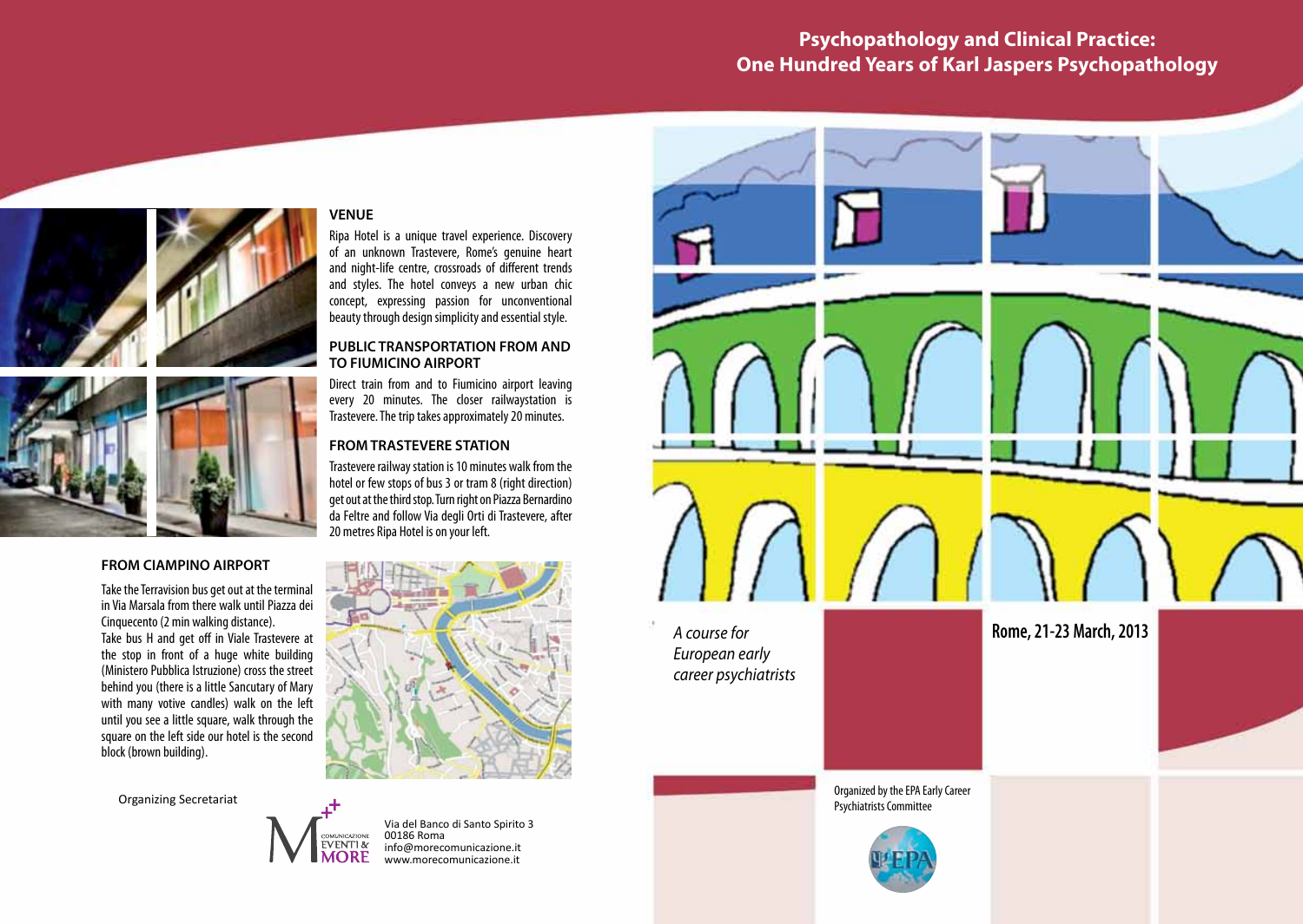# Psychopathology and Clinical Practice: One Hundred Years of Karl Jaspers Psychopathology

*A course for European early career psychiatrists*

**Rome, 21-23 March, 2013**

Organized by the EPA Early Career Psychiatrists Committee

## VENUE

Ripa Hotel is a unique travel experience. Discovery of an unknown Trastevere, Rome's genuine heart and night-life centre, crossroads of different trends and styles. The hotel conveys a new urban chic concept, expressing passion for unconventional beauty through design simplicity and essential style.

## PUBLIC TRANSPORTATION FROM AND TO FIUMICINO AIRPORT

Direct train from and to Fiumicino airport leaving every 20 minutes. The closer railwaystation is Trastevere. The trip takes approximately 20 minutes.

## FROM TRASTEVERE STATION

Trastevere railway station is 10 minutes walk from the hotel or few stops of bus 3 or tram 8 (right direction) get out at the third stop. Turn right on Piazza Bernardino da Feltre and follow Via degli Orti di Trastevere, after 20 metres Ripa Hotel is on your left.

## FROM CIAMPINO AIRPORT

Take the Terravision bus get out at the terminal in Via Marsala from there walk until Piazza dei Cinquecento (2 min walking distance).
Take bus H and get off in Viale Trastevere at the stop in front of a huge white building (Ministero Pubblica Istruzione) cross the street behind you (there is a little Sancutary of Mary with many votive candles) walk on the left until you see a little square, walk through the square on the left side our hotel is the second block (brown building).

Organizing Secretariat

Comunicazione Eventi & More

Via del Banco di Santo Spirito 3
00186 Roma
info@morecomunicazione.it
www.morecomunicazione.it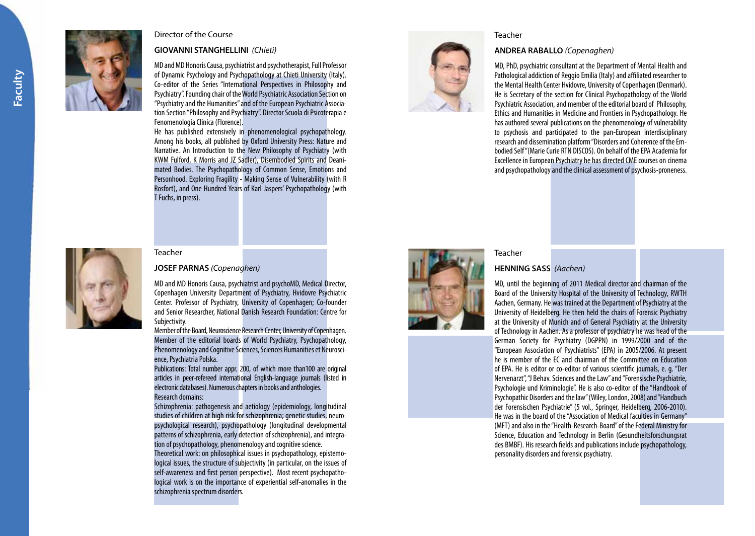Faculty

Director of the Course

**GIOVANNI STANGHELLINI** *(Chieti)*

MD and MD Honoris Causa, psychiatrist and psychotherapist, Full Professor of Dynamic Psychology and Psychopathology at Chieti University (Italy). Co-editor of the Series "International Perspectives in Philosophy and Psychiatry". Founding chair of the World Psychiatric Association Section on "Psychiatry and the Humanities" and of the European Psychiatric Association Section "Philosophy and Psychiatry". Director Scuola di Psicoterapia e Fenomenologia Clinica (Florence).

He has published extensively in phenomenological psychopathology. Among his books, all published by Oxford University Press: Nature and Narrative. An Introduction to the New Philosophy of Psychiatry (with KWM Fulford, K Morris and JZ Sadler), Disembodied Spirits and Deanimated Bodies. The Psychopathology of Common Sense, Emotions and Personhood. Exploring Fragility - Making Sense of Vulnerability (with R Rosfort), and One Hundred Years of Karl Jaspers' Psychopathology (with T Fuchs, in press).

Teacher

**JOSEF PARNAS** *(Copenaghen)*

MD and MD Honoris Causa, psychiatrist and psychoMD, Medical Director, Copenhagen University Department of Psychiatry, Hvidovre Psychiatric Center. Professor of Psychiatry, University of Copenhagen; Co-founder and Senior Researcher, National Danish Research Foundation: Centre for Subjectivity.

Member of the Board, Neuroscience Research Center, University of Copenhagen. Member of the editorial boards of World Psychiatry, Psychopathology, Phenomenology and Cognitive Sciences, Sciences Humanities et Neuroscience, Psychiatria Polska.

Publications: Total number appr. 200, of which more than100 are original articles in peer-refereed international English-language journals (listed in electronic databases). Numerous chapters in books and anthologies.

Research domains:

Schizophrenia: pathogenesis and aetiology (epidemiology, longitudinal studies of children at high risk for schizophrenia; genetic studies, neuropsychological research), psychopathology (longitudinal developmental patterns of schizophrenia, early detection of schizophrenia), and integration of psychopathology, phenomenology and cognitive science.

Theoretical work: on philosophical issues in psychopathology, epistemological issues, the structure of subjectivity (in particular, on the issues of self-awareness and first person perspective). Most recent psychopathological work is on the importance of experiential self-anomalies in the schizophrenia spectrum disorders.

Teacher

**ANDREA RABALLO** *(Copenaghen)*

MD, PhD, psychiatric consultant at the Department of Mental Health and Pathological addiction of Reggio Emilia (Italy) and affiliated researcher to the Mental Health Center Hvidovre, University of Copenhagen (Denmark). He is Secretary of the section for Clinical Psychopathology of the World Psychiatric Association, and member of the editorial board of Philosophy, Ethics and Humanities in Medicine and Frontiers in Psychopathology. He has authored several publications on the phenomenology of vulnerability to psychosis and participated to the pan-European interdisciplinary research and dissemination platform "Disorders and Coherence of the Embodied Self" (Marie Curie RTN DISCOS). On behalf of the EPA Academia for Excellence in European Psychiatry he has directed CME courses on cinema and psychopathology and the clinical assessment of psychosis-proneness.

Teacher

**HENNING SASS** *(Aachen)*

MD, until the beginning of 2011 Medical director and chairman of the Board of the University Hospital of the University of Technology, RWTH Aachen, Germany. He was trained at the Department of Psychiatry at the University of Heidelberg. He then held the chairs of Forensic Psychiatry at the University of Munich and of General Psychiatry at the University of Technology in Aachen. As a professor of psychiatry he was head of the German Society for Psychiatry (DGPPN) in 1999/2000 and of the "European Association of Psychiatrists" (EPA) in 2005/2006. At present he is member of the EC and chairman of the Committee on Education of EPA. He is editor or co-editor of various scientific journals, e. g. "Der Nervenarzt", "J Behav. Sciences and the Law" and "Forensische Psychiatrie, Psychologie und Kriminologie". He is also co-editor of the "Handbook of Psychopathic Disorders and the law" (Wiley, London, 2008) and "Handbuch der Forensischen Psychiatrie" (5 vol., Springer, Heidelberg, 2006-2010). He was in the board of the "Association of Medical faculties in Germany" (MFT) and also in the "Health-Research-Board" of the Federal Ministry for Science, Education and Technology in Berlin (Gesundheitsforschungsrat des BMBF). His research fields and publications include psychopathology, personality disorders and forensic psychiatry.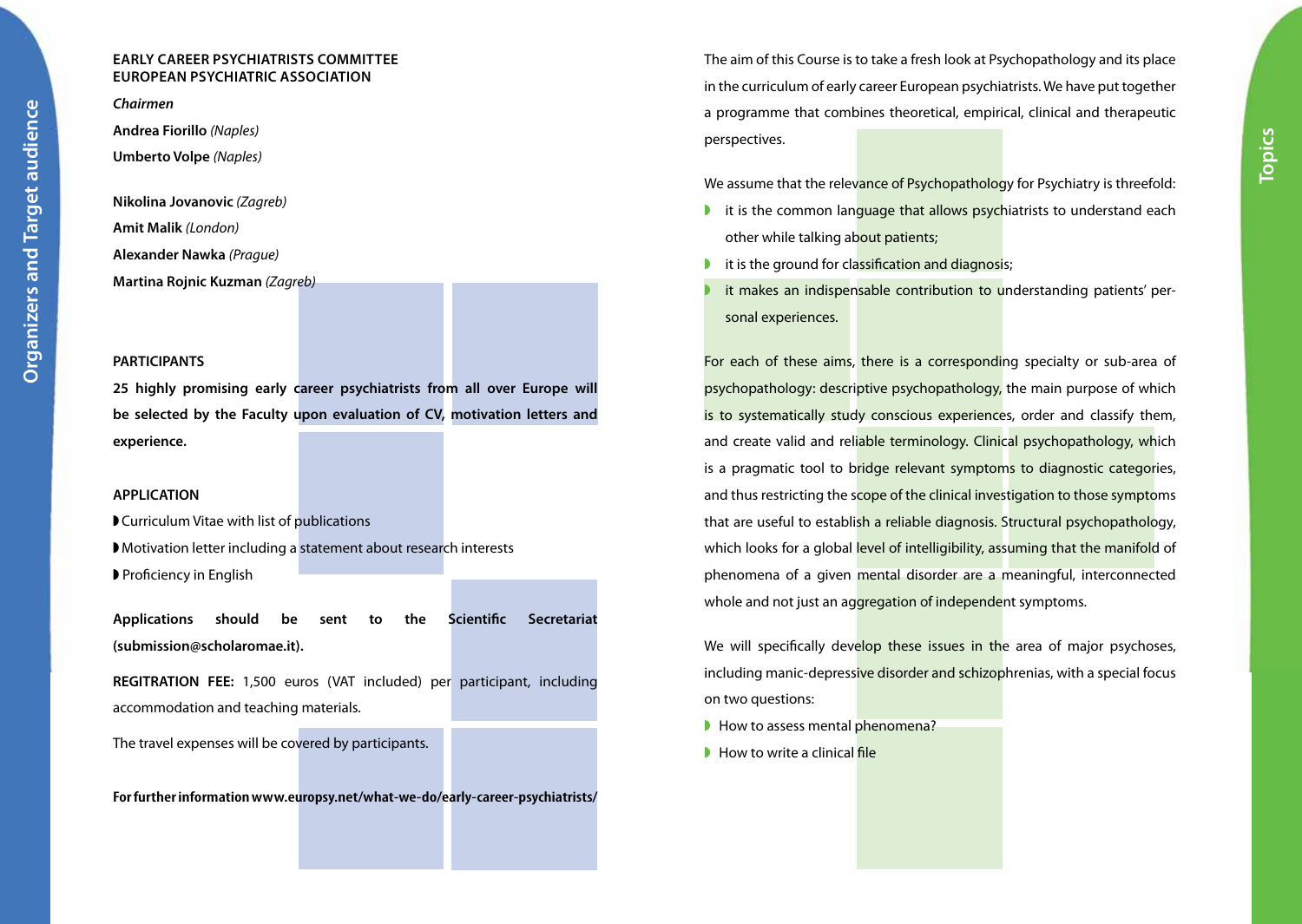## Organizers and Target audience

**EARLY CAREER PSYCHIATRISTS COMMITTEE**
**EUROPEAN PSYCHIATRIC ASSOCIATION**

*Chairmen*

**Andrea Fiorillo** *(Naples)*

**Umberto Volpe** *(Naples)*

**Nikolina Jovanovic** *(Zagreb)*

**Amit Malik** *(London)*

**Alexander Nawka** *(Prague)*

**Martina Rojnic Kuzman** *(Zagreb)*

**PARTICIPANTS**

**25 highly promising early career psychiatrists from all over Europe will be selected by the Faculty upon evaluation of CV, motivation letters and experience.**

**APPLICATION**

- Curriculum Vitae with list of publications
- Motivation letter including a statement about research interests
- Proficiency in English

**Applications should be sent to the Scientific Secretariat (submission@scholaromae.it).**

**REGITRATION FEE:** 1,500 euros (VAT included) per participant, including accommodation and teaching materials.

The travel expenses will be covered by participants.

**For further information www.europsy.net/what-we-do/early-career-psychiatrists/**

## Topics

The aim of this Course is to take a fresh look at Psychopathology and its place in the curriculum of early career European psychiatrists. We have put together a programme that combines theoretical, empirical, clinical and therapeutic perspectives.

We assume that the relevance of Psychopathology for Psychiatry is threefold:

- it is the common language that allows psychiatrists to understand each other while talking about patients;
- it is the ground for classification and diagnosis;
- it makes an indispensable contribution to understanding patients' personal experiences.

For each of these aims, there is a corresponding specialty or sub-area of psychopathology: descriptive psychopathology, the main purpose of which is to systematically study conscious experiences, order and classify them, and create valid and reliable terminology. Clinical psychopathology, which is a pragmatic tool to bridge relevant symptoms to diagnostic categories, and thus restricting the scope of the clinical investigation to those symptoms that are useful to establish a reliable diagnosis. Structural psychopathology, which looks for a global level of intelligibility, assuming that the manifold of phenomena of a given mental disorder are a meaningful, interconnected whole and not just an aggregation of independent symptoms.

We will specifically develop these issues in the area of major psychoses, including manic-depressive disorder and schizophrenias, with a special focus on two questions:

- How to assess mental phenomena?
- How to write a clinical file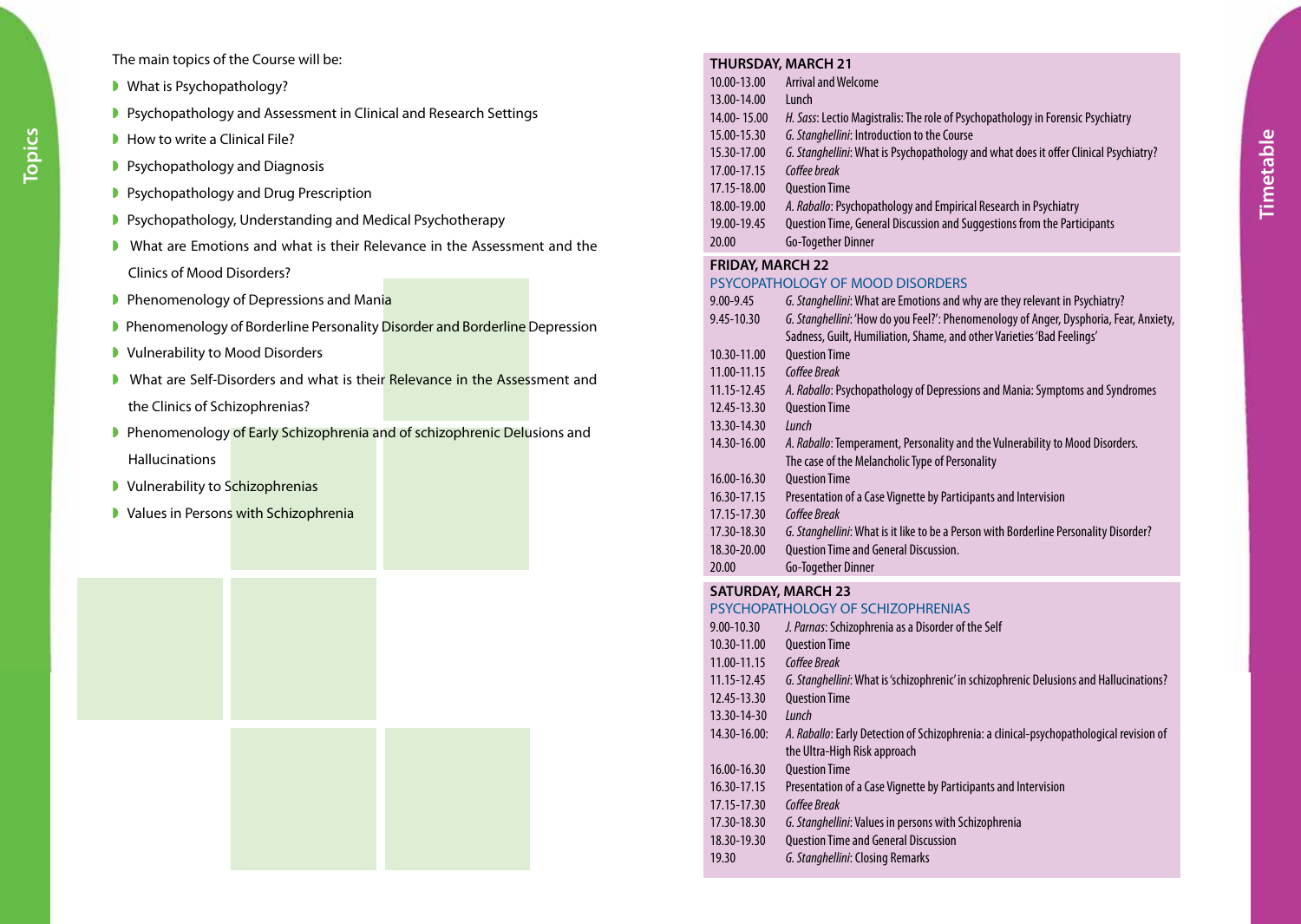# Topics

The main topics of the Course will be:

- What is Psychopathology?
- Psychopathology and Assessment in Clinical and Research Settings
- How to write a Clinical File?
- Psychopathology and Diagnosis
- Psychopathology and Drug Prescription
- Psychopathology, Understanding and Medical Psychotherapy
- What are Emotions and what is their Relevance in the Assessment and the Clinics of Mood Disorders?
- Phenomenology of Depressions and Mania
- Phenomenology of Borderline Personality Disorder and Borderline Depression
- Vulnerability to Mood Disorders
- What are Self-Disorders and what is their Relevance in the Assessment and the Clinics of Schizophrenias?
- Phenomenology of Early Schizophrenia and of schizophrenic Delusions and Hallucinations
- Vulnerability to Schizophrenias
- Values in Persons with Schizophrenia

# Timetable

## THURSDAY, MARCH 21

| | |
|---|---|
| 10.00-13.00 | Arrival and Welcome |
| 13.00-14.00 | *Lunch* |
| 14.00- 15.00 | *H. Sass*: Lectio Magistralis: The role of Psychopathology in Forensic Psychiatry |
| 15.00-15.30 | *G. Stanghellini*: Introduction to the Course |
| 15.30-17.00 | *G. Stanghellini*: What is Psychopathology and what does it offer Clinical Psychiatry? |
| 17.00-17.15 | *Coffee break* |
| 17.15-18.00 | Question Time |
| 18.00-19.00 | *A. Raballo*: Psychopathology and Empirical Research in Psychiatry |
| 19.00-19.45 | Question Time, General Discussion and Suggestions from the Participants |
| 20.00 | Go-Together Dinner |

## FRIDAY, MARCH 22

### PSYCOPATHOLOGY OF MOOD DISORDERS

| | |
|---|---|
| 9.00-9.45 | *G. Stanghellini*: What are Emotions and why are they relevant in Psychiatry? |
| 9.45-10.30 | *G. Stanghellini*: 'How do you Feel?': Phenomenology of Anger, Dysphoria, Fear, Anxiety, Sadness, Guilt, Humiliation, Shame, and other Varieties 'Bad Feelings' |
| 10.30-11.00 | Question Time |
| 11.00-11.15 | *Coffee Break* |
| 11.15-12.45 | *A. Raballo*: Psychopathology of Depressions and Mania: Symptoms and Syndromes |
| 12.45-13.30 | Question Time |
| 13.30-14.30 | *Lunch* |
| 14.30-16.00 | *A. Raballo*: Temperament, Personality and the Vulnerability to Mood Disorders. The case of the Melancholic Type of Personality |
| 16.00-16.30 | Question Time |
| 16.30-17.15 | Presentation of a Case Vignette by Participants and Intervision |
| 17.15-17.30 | *Coffee Break* |
| 17.30-18.30 | *G. Stanghellini*: What is it like to be a Person with Borderline Personality Disorder? |
| 18.30-20.00 | Question Time and General Discussion. |
| 20.00 | Go-Together Dinner |

## SATURDAY, MARCH 23

### PSYCHOPATHOLOGY OF SCHIZOPHRENIAS

| | |
|---|---|
| 9.00-10.30 | *J. Parnas*: Schizophrenia as a Disorder of the Self |
| 10.30-11.00 | Question Time |
| 11.00-11.15 | *Coffee Break* |
| 11.15-12.45 | *G. Stanghellini*: What is 'schizophrenic' in schizophrenic Delusions and Hallucinations? |
| 12.45-13.30 | Question Time |
| 13.30-14-30 | *Lunch* |
| 14.30-16.00: | *A. Raballo*: Early Detection of Schizophrenia: a clinical-psychopathological revision of the Ultra-High Risk approach |
| 16.00-16.30 | Question Time |
| 16.30-17.15 | Presentation of a Case Vignette by Participants and Intervision |
| 17.15-17.30 | *Coffee Break* |
| 17.30-18.30 | *G. Stanghellini*: Values in persons with Schizophrenia |
| 18.30-19.30 | Question Time and General Discussion |
| 19.30 | *G. Stanghellini*: Closing Remarks |